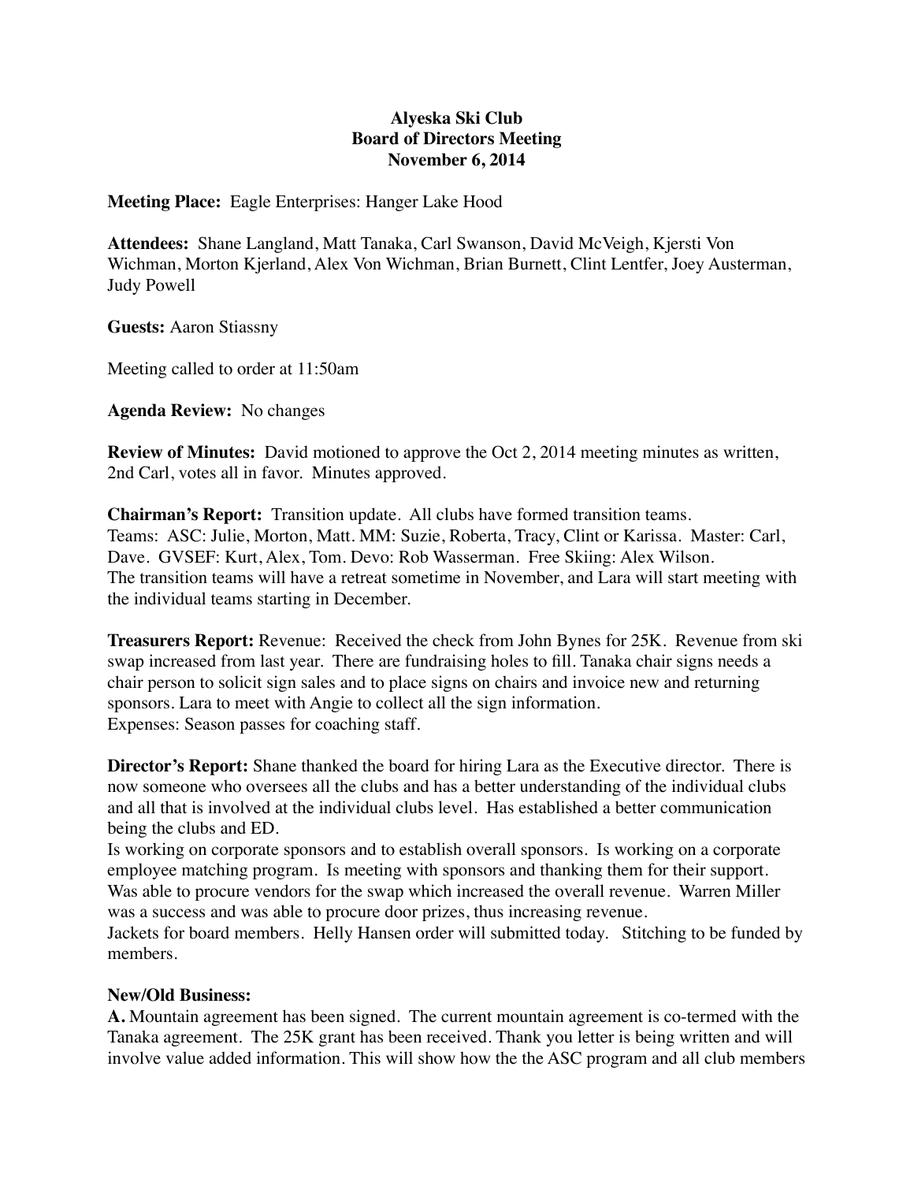**Alyeska Ski Club**
**Board of Directors Meeting**
**November 6, 2014**

**Meeting Place:** Eagle Enterprises: Hanger Lake Hood

**Attendees:** Shane Langland, Matt Tanaka, Carl Swanson, David McVeigh, Kjersti Von Wichman, Morton Kjerland, Alex Von Wichman, Brian Burnett, Clint Lentfer, Joey Austerman, Judy Powell

**Guests:** Aaron Stiassny

Meeting called to order at 11:50am

**Agenda Review:** No changes

**Review of Minutes:** David motioned to approve the Oct 2, 2014 meeting minutes as written, 2nd Carl, votes all in favor. Minutes approved.

**Chairman's Report:** Transition update. All clubs have formed transition teams.
Teams: ASC: Julie, Morton, Matt. MM: Suzie, Roberta, Tracy, Clint or Karissa. Master: Carl, Dave. GVSEF: Kurt, Alex, Tom. Devo: Rob Wasserman. Free Skiing: Alex Wilson.
The transition teams will have a retreat sometime in November, and Lara will start meeting with the individual teams starting in December.

**Treasurers Report:** Revenue: Received the check from John Bynes for 25K. Revenue from ski swap increased from last year. There are fundraising holes to fill. Tanaka chair signs needs a chair person to solicit sign sales and to place signs on chairs and invoice new and returning sponsors. Lara to meet with Angie to collect all the sign information.
Expenses: Season passes for coaching staff.

**Director's Report:** Shane thanked the board for hiring Lara as the Executive director. There is now someone who oversees all the clubs and has a better understanding of the individual clubs and all that is involved at the individual clubs level. Has established a better communication being the clubs and ED.
Is working on corporate sponsors and to establish overall sponsors. Is working on a corporate employee matching program. Is meeting with sponsors and thanking them for their support. Was able to procure vendors for the swap which increased the overall revenue. Warren Miller was a success and was able to procure door prizes, thus increasing revenue.
Jackets for board members. Helly Hansen order will submitted today. Stitching to be funded by members.

**New/Old Business:**

**A.** Mountain agreement has been signed. The current mountain agreement is co-termed with the Tanaka agreement. The 25K grant has been received. Thank you letter is being written and will involve value added information. This will show how the the ASC program and all club members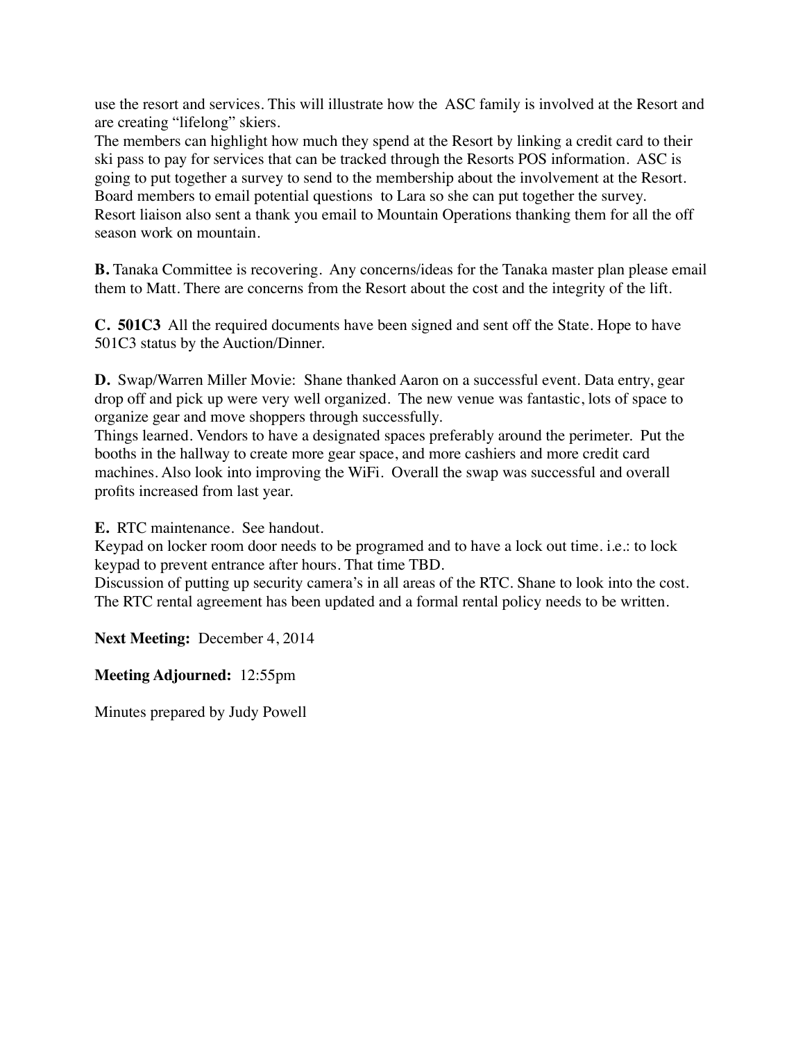use the resort and services. This will illustrate how the ASC family is involved at the Resort and are creating "lifelong" skiers.
The members can highlight how much they spend at the Resort by linking a credit card to their ski pass to pay for services that can be tracked through the Resorts POS information. ASC is going to put together a survey to send to the membership about the involvement at the Resort. Board members to email potential questions to Lara so she can put together the survey.
Resort liaison also sent a thank you email to Mountain Operations thanking them for all the off season work on mountain.

**B.** Tanaka Committee is recovering. Any concerns/ideas for the Tanaka master plan please email them to Matt. There are concerns from the Resort about the cost and the integrity of the lift.

**C. 501C3** All the required documents have been signed and sent off the State. Hope to have 501C3 status by the Auction/Dinner.

**D.** Swap/Warren Miller Movie: Shane thanked Aaron on a successful event. Data entry, gear drop off and pick up were very well organized. The new venue was fantastic, lots of space to organize gear and move shoppers through successfully.
Things learned. Vendors to have a designated spaces preferably around the perimeter. Put the booths in the hallway to create more gear space, and more cashiers and more credit card machines. Also look into improving the WiFi. Overall the swap was successful and overall profits increased from last year.

**E.** RTC maintenance. See handout.
Keypad on locker room door needs to be programed and to have a lock out time. i.e.: to lock keypad to prevent entrance after hours. That time TBD.
Discussion of putting up security camera's in all areas of the RTC. Shane to look into the cost.
The RTC rental agreement has been updated and a formal rental policy needs to be written.

**Next Meeting:** December 4, 2014

**Meeting Adjourned:** 12:55pm

Minutes prepared by Judy Powell